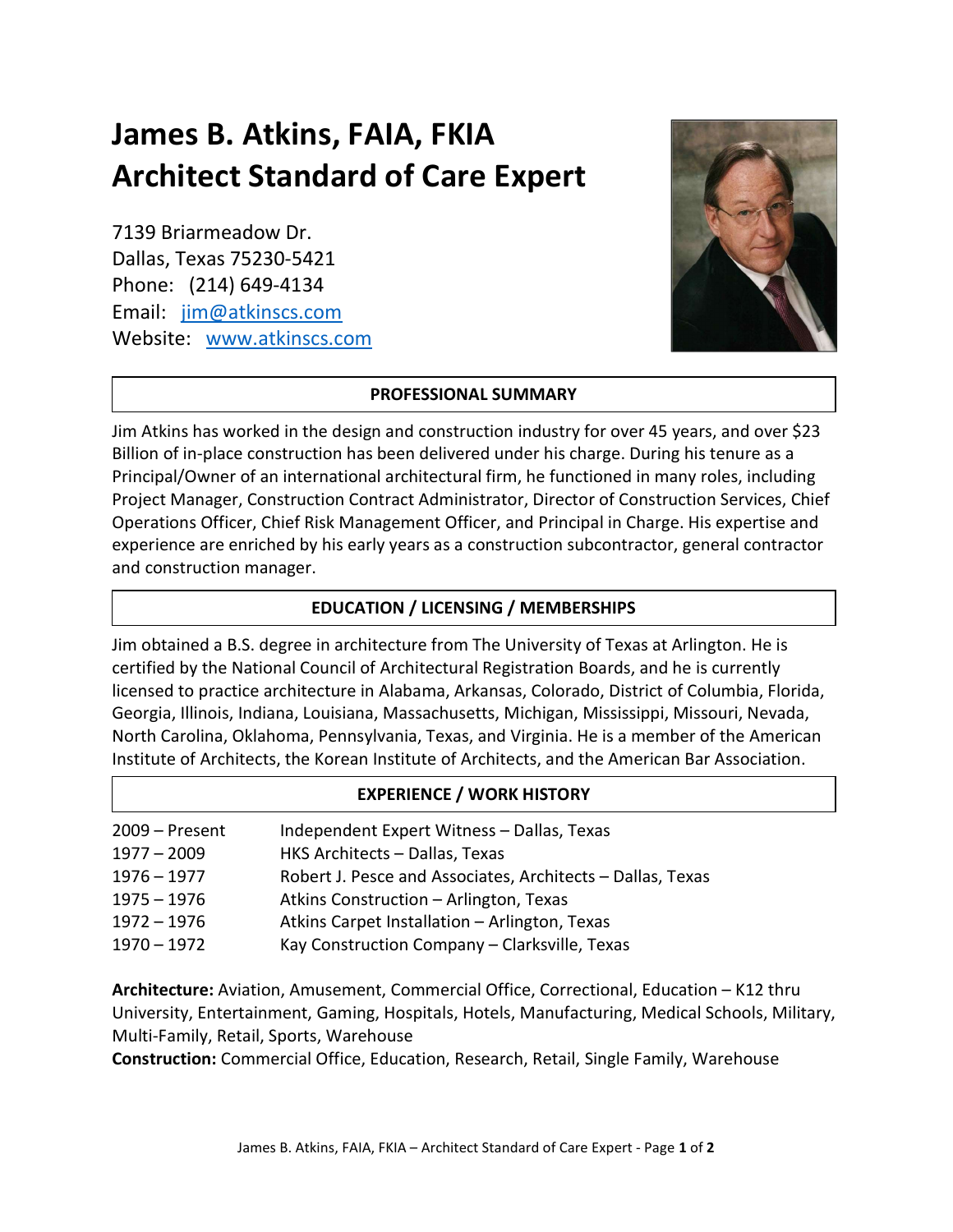# James B. Atkins, FAIA, FKIA
# Architect Standard of Care Expert

7139 Briarmeadow Dr.
Dallas, Texas 75230-5421
Phone: (214) 649-4134
Email: [jim@atkinscs.com](mailto:jim@atkinscs.com)
Website: [www.atkinscs.com](http://www.atkinscs.com)

## PROFESSIONAL SUMMARY

Jim Atkins has worked in the design and construction industry for over 45 years, and over $23 Billion of in-place construction has been delivered under his charge. During his tenure as a Principal/Owner of an international architectural firm, he functioned in many roles, including Project Manager, Construction Contract Administrator, Director of Construction Services, Chief Operations Officer, Chief Risk Management Officer, and Principal in Charge. His expertise and experience are enriched by his early years as a construction subcontractor, general contractor and construction manager.

## EDUCATION / LICENSING / MEMBERSHIPS

Jim obtained a B.S. degree in architecture from The University of Texas at Arlington. He is certified by the National Council of Architectural Registration Boards, and he is currently licensed to practice architecture in Alabama, Arkansas, Colorado, District of Columbia, Florida, Georgia, Illinois, Indiana, Louisiana, Massachusetts, Michigan, Mississippi, Missouri, Nevada, North Carolina, Oklahoma, Pennsylvania, Texas, and Virginia. He is a member of the American Institute of Architects, the Korean Institute of Architects, and the American Bar Association.

## EXPERIENCE / WORK HISTORY

| | |
|---|---|
| 2009 – Present | Independent Expert Witness – Dallas, Texas |
| 1977 – 2009 | HKS Architects – Dallas, Texas |
| 1976 – 1977 | Robert J. Pesce and Associates, Architects – Dallas, Texas |
| 1975 – 1976 | Atkins Construction – Arlington, Texas |
| 1972 – 1976 | Atkins Carpet Installation – Arlington, Texas |
| 1970 – 1972 | Kay Construction Company – Clarksville, Texas |

**Architecture:** Aviation, Amusement, Commercial Office, Correctional, Education – K12 thru University, Entertainment, Gaming, Hospitals, Hotels, Manufacturing, Medical Schools, Military, Multi-Family, Retail, Sports, Warehouse
**Construction:** Commercial Office, Education, Research, Retail, Single Family, Warehouse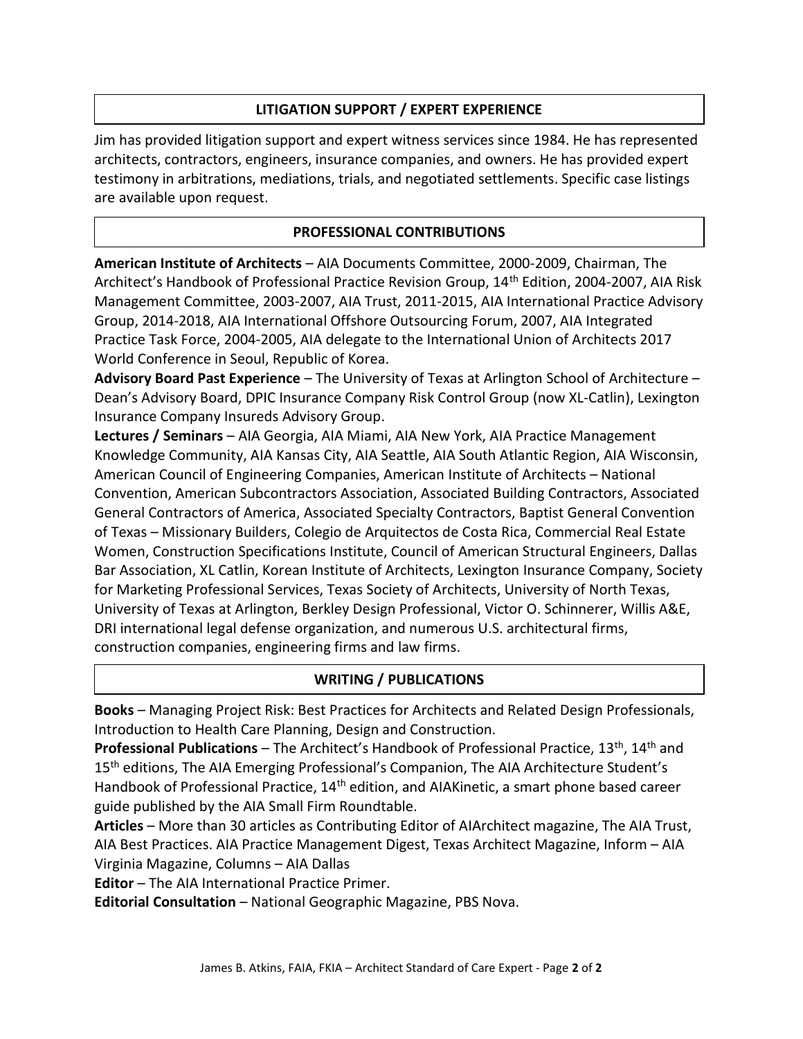## LITIGATION SUPPORT / EXPERT EXPERIENCE

Jim has provided litigation support and expert witness services since 1984. He has represented architects, contractors, engineers, insurance companies, and owners. He has provided expert testimony in arbitrations, mediations, trials, and negotiated settlements. Specific case listings are available upon request.

## PROFESSIONAL CONTRIBUTIONS

**American Institute of Architects** – AIA Documents Committee, 2000-2009, Chairman, The Architect's Handbook of Professional Practice Revision Group, 14th Edition, 2004-2007, AIA Risk Management Committee, 2003-2007, AIA Trust, 2011-2015, AIA International Practice Advisory Group, 2014-2018, AIA International Offshore Outsourcing Forum, 2007, AIA Integrated Practice Task Force, 2004-2005, AIA delegate to the International Union of Architects 2017 World Conference in Seoul, Republic of Korea.

**Advisory Board Past Experience** – The University of Texas at Arlington School of Architecture – Dean's Advisory Board, DPIC Insurance Company Risk Control Group (now XL-Catlin), Lexington Insurance Company Insureds Advisory Group.

**Lectures / Seminars** – AIA Georgia, AIA Miami, AIA New York, AIA Practice Management Knowledge Community, AIA Kansas City, AIA Seattle, AIA South Atlantic Region, AIA Wisconsin, American Council of Engineering Companies, American Institute of Architects – National Convention, American Subcontractors Association, Associated Building Contractors, Associated General Contractors of America, Associated Specialty Contractors, Baptist General Convention of Texas – Missionary Builders, Colegio de Arquitectos de Costa Rica, Commercial Real Estate Women, Construction Specifications Institute, Council of American Structural Engineers, Dallas Bar Association, XL Catlin, Korean Institute of Architects, Lexington Insurance Company, Society for Marketing Professional Services, Texas Society of Architects, University of North Texas, University of Texas at Arlington, Berkley Design Professional, Victor O. Schinnerer, Willis A&E, DRI international legal defense organization, and numerous U.S. architectural firms, construction companies, engineering firms and law firms.

## WRITING / PUBLICATIONS

**Books** – Managing Project Risk: Best Practices for Architects and Related Design Professionals, Introduction to Health Care Planning, Design and Construction.

**Professional Publications** – The Architect's Handbook of Professional Practice, 13th, 14th and 15th editions, The AIA Emerging Professional's Companion, The AIA Architecture Student's Handbook of Professional Practice, 14th edition, and AIAKinetic, a smart phone based career guide published by the AIA Small Firm Roundtable.

**Articles** – More than 30 articles as Contributing Editor of AIArchitect magazine, The AIA Trust, AIA Best Practices. AIA Practice Management Digest, Texas Architect Magazine, Inform – AIA Virginia Magazine, Columns – AIA Dallas

**Editor** – The AIA International Practice Primer.

**Editorial Consultation** – National Geographic Magazine, PBS Nova.